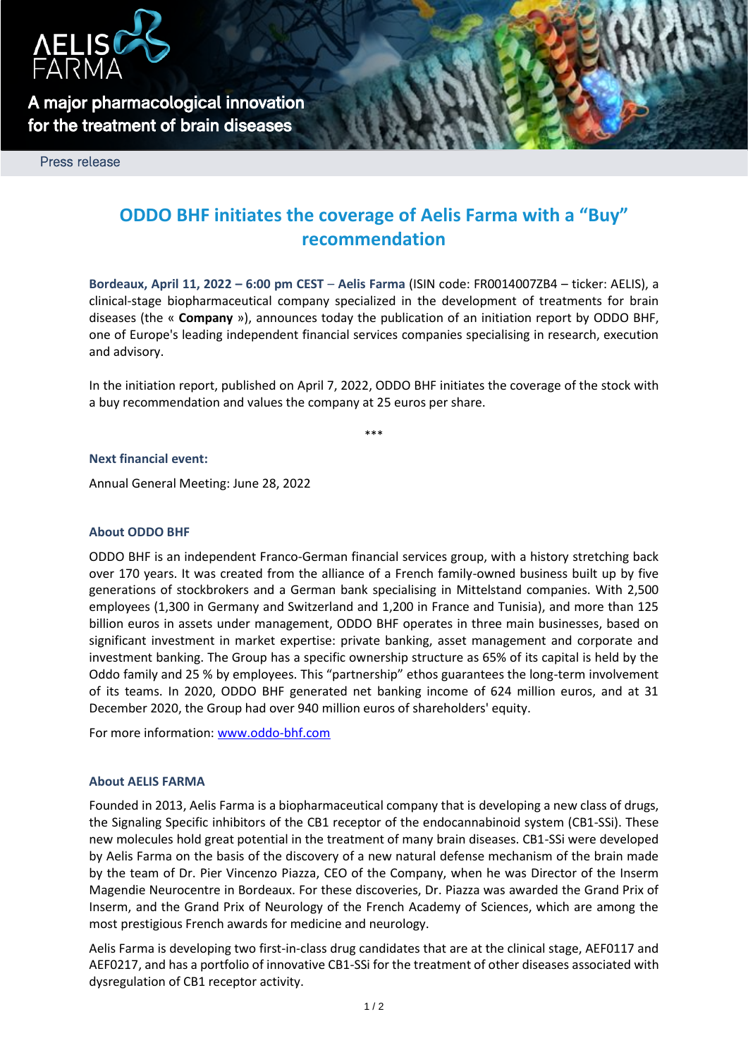A major pharmacological innovation for the treatment of brain diseases

Press release

# ODDO BHF initiates the coverage of Aelis Farma with a "Buy" recommendation

**Bordeaux, April 11, 2022 – 6:00 pm CEST** – **Aelis Farma** (ISIN code: FR0014007ZB4 – ticker: AELIS), a clinical-stage biopharmaceutical company specialized in the development of treatments for brain diseases (the « **Company** »), announces today the publication of an initiation report by ODDO BHF, one of Europe's leading independent financial services companies specialising in research, execution and advisory.

In the initiation report, published on April 7, 2022, ODDO BHF initiates the coverage of the stock with a buy recommendation and values the company at 25 euros per share.

\*\*\*

**Next financial event:**

Annual General Meeting: June 28, 2022

### About ODDO BHF

ODDO BHF is an independent Franco-German financial services group, with a history stretching back over 170 years. It was created from the alliance of a French family-owned business built up by five generations of stockbrokers and a German bank specialising in Mittelstand companies. With 2,500 employees (1,300 in Germany and Switzerland and 1,200 in France and Tunisia), and more than 125 billion euros in assets under management, ODDO BHF operates in three main businesses, based on significant investment in market expertise: private banking, asset management and corporate and investment banking. The Group has a specific ownership structure as 65% of its capital is held by the Oddo family and 25 % by employees. This "partnership" ethos guarantees the long-term involvement of its teams. In 2020, ODDO BHF generated net banking income of 624 million euros, and at 31 December 2020, the Group had over 940 million euros of shareholders' equity.

For more information: [www.oddo-bhf.com](www.oddo-bhf.com)

### About AELIS FARMA

Founded in 2013, Aelis Farma is a biopharmaceutical company that is developing a new class of drugs, the Signaling Specific inhibitors of the CB1 receptor of the endocannabinoid system (CB1-SSi). These new molecules hold great potential in the treatment of many brain diseases. CB1-SSi were developed by Aelis Farma on the basis of the discovery of a new natural defense mechanism of the brain made by the team of Dr. Pier Vincenzo Piazza, CEO of the Company, when he was Director of the Inserm Magendie Neurocentre in Bordeaux. For these discoveries, Dr. Piazza was awarded the Grand Prix of Inserm, and the Grand Prix of Neurology of the French Academy of Sciences, which are among the most prestigious French awards for medicine and neurology.

Aelis Farma is developing two first-in-class drug candidates that are at the clinical stage, AEF0117 and AEF0217, and has a portfolio of innovative CB1-SSi for the treatment of other diseases associated with dysregulation of CB1 receptor activity.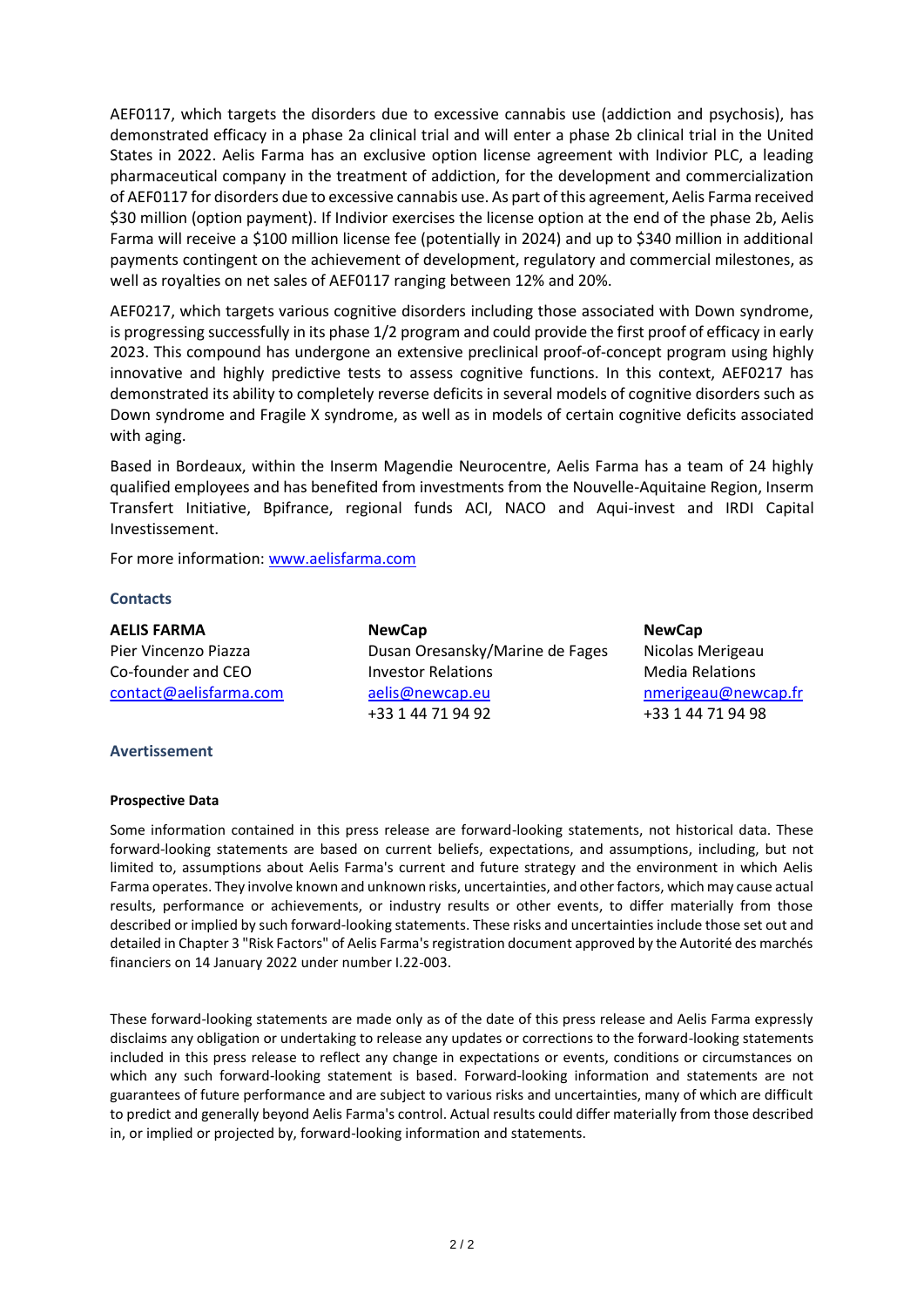AEF0117, which targets the disorders due to excessive cannabis use (addiction and psychosis), has demonstrated efficacy in a phase 2a clinical trial and will enter a phase 2b clinical trial in the United States in 2022. Aelis Farma has an exclusive option license agreement with Indivior PLC, a leading pharmaceutical company in the treatment of addiction, for the development and commercialization of AEF0117 for disorders due to excessive cannabis use. As part of this agreement, Aelis Farma received $30 million (option payment). If Indivior exercises the license option at the end of the phase 2b, Aelis Farma will receive a $100 million license fee (potentially in 2024) and up to $340 million in additional payments contingent on the achievement of development, regulatory and commercial milestones, as well as royalties on net sales of AEF0117 ranging between 12% and 20%.

AEF0217, which targets various cognitive disorders including those associated with Down syndrome, is progressing successfully in its phase 1/2 program and could provide the first proof of efficacy in early 2023. This compound has undergone an extensive preclinical proof-of-concept program using highly innovative and highly predictive tests to assess cognitive functions. In this context, AEF0217 has demonstrated its ability to completely reverse deficits in several models of cognitive disorders such as Down syndrome and Fragile X syndrome, as well as in models of certain cognitive deficits associated with aging.

Based in Bordeaux, within the Inserm Magendie Neurocentre, Aelis Farma has a team of 24 highly qualified employees and has benefited from investments from the Nouvelle-Aquitaine Region, Inserm Transfert Initiative, Bpifrance, regional funds ACI, NACO and Aqui-invest and IRDI Capital Investissement.

For more information: www.aelisfarma.com

### Contacts

**AELIS FARMA**
Pier Vincenzo Piazza
Co-founder and CEO
contact@aelisfarma.com

**NewCap**
Dusan Oresansky/Marine de Fages
Investor Relations
aelis@newcap.eu
+33 1 44 71 94 92

**NewCap**
Nicolas Merigeau
Media Relations
nmerigeau@newcap.fr
+33 1 44 71 94 98

### Avertissement

**Prospective Data**

Some information contained in this press release are forward-looking statements, not historical data. These forward-looking statements are based on current beliefs, expectations, and assumptions, including, but not limited to, assumptions about Aelis Farma's current and future strategy and the environment in which Aelis Farma operates. They involve known and unknown risks, uncertainties, and other factors, which may cause actual results, performance or achievements, or industry results or other events, to differ materially from those described or implied by such forward-looking statements. These risks and uncertainties include those set out and detailed in Chapter 3 "Risk Factors" of Aelis Farma's registration document approved by the Autorité des marchés financiers on 14 January 2022 under number I.22-003.

These forward-looking statements are made only as of the date of this press release and Aelis Farma expressly disclaims any obligation or undertaking to release any updates or corrections to the forward-looking statements included in this press release to reflect any change in expectations or events, conditions or circumstances on which any such forward-looking statement is based. Forward-looking information and statements are not guarantees of future performance and are subject to various risks and uncertainties, many of which are difficult to predict and generally beyond Aelis Farma's control. Actual results could differ materially from those described in, or implied or projected by, forward-looking information and statements.